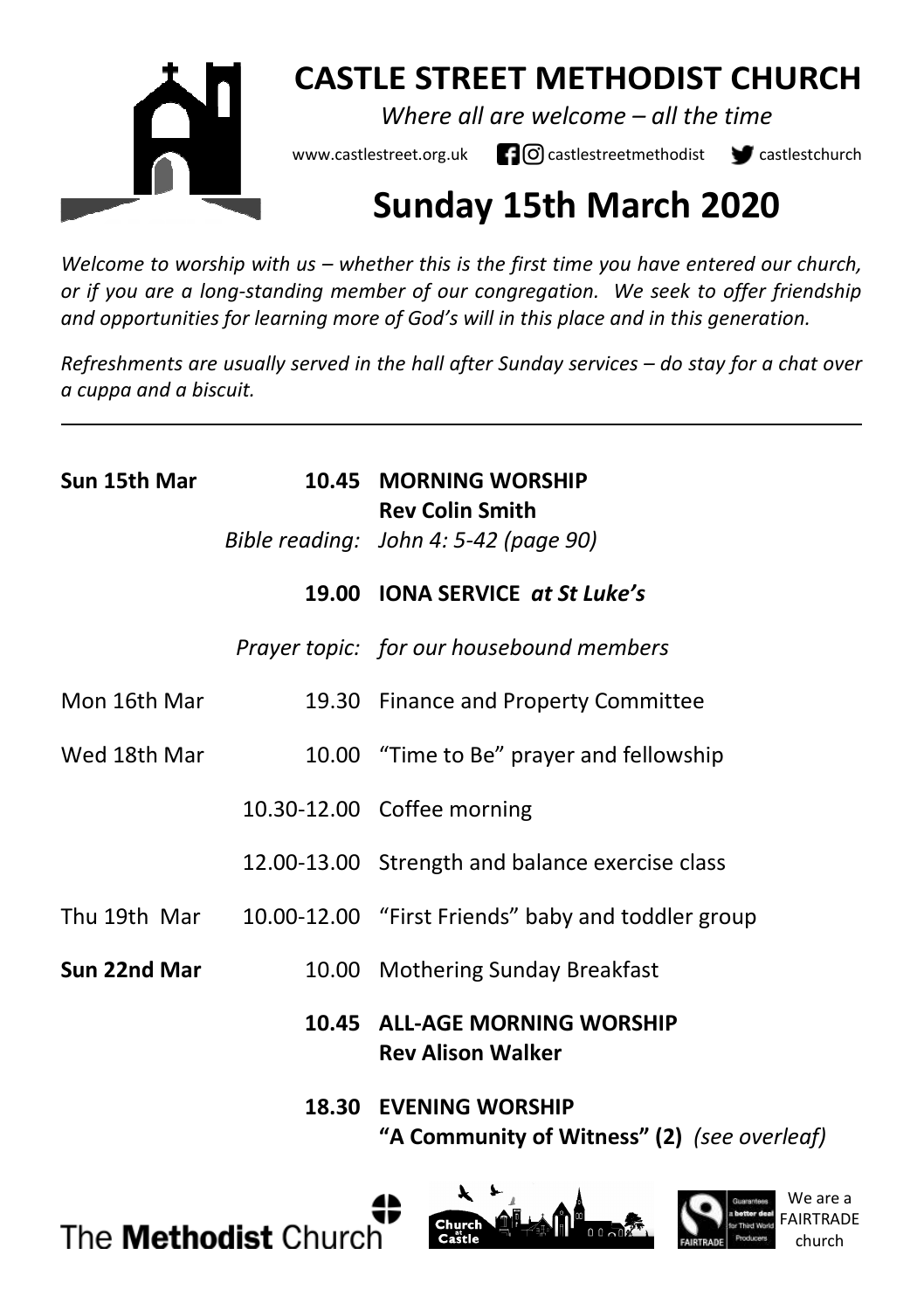# CASTLE STREET METHODIST CHURCH

*Where all are welcome – all the time*

www.castlestreet.org.uk castlestreetmethodist castlestchurch

# Sunday 15th March 2020

*Welcome to worship with us – whether this is the first time you have entered our church, or if you are a long-standing member of our congregation. We seek to offer friendship and opportunities for learning more of God's will in this place and in this generation.*

*Refreshments are usually served in the hall after Sunday services – do stay for a chat over a cuppa and a biscuit.*

---

| | | |
|---|---|---|
| **Sun 15th Mar** | **10.45** | **MORNING WORSHIP** **Rev Colin Smith** |
| | *Bible reading:* | *John 4: 5-42 (page 90)* |
| | **19.00** | **IONA SERVICE** ***at St Luke's*** |
| | *Prayer topic:* | *for our housebound members* |
| Mon 16th Mar | 19.30 | Finance and Property Committee |
| Wed 18th Mar | 10.00 | "Time to Be" prayer and fellowship |
| | 10.30-12.00 | Coffee morning |
| | 12.00-13.00 | Strength and balance exercise class |
| Thu 19th Mar | 10.00-12.00 | "First Friends" baby and toddler group |
| **Sun 22nd Mar** | 10.00 | Mothering Sunday Breakfast |
| | **10.45** | **ALL-AGE MORNING WORSHIP** **Rev Alison Walker** |
| | **18.30** | **EVENING WORSHIP** **"A Community of Witness" (2)** *(see overleaf)* |

The **Methodist** Church

We are a FAIRTRADE church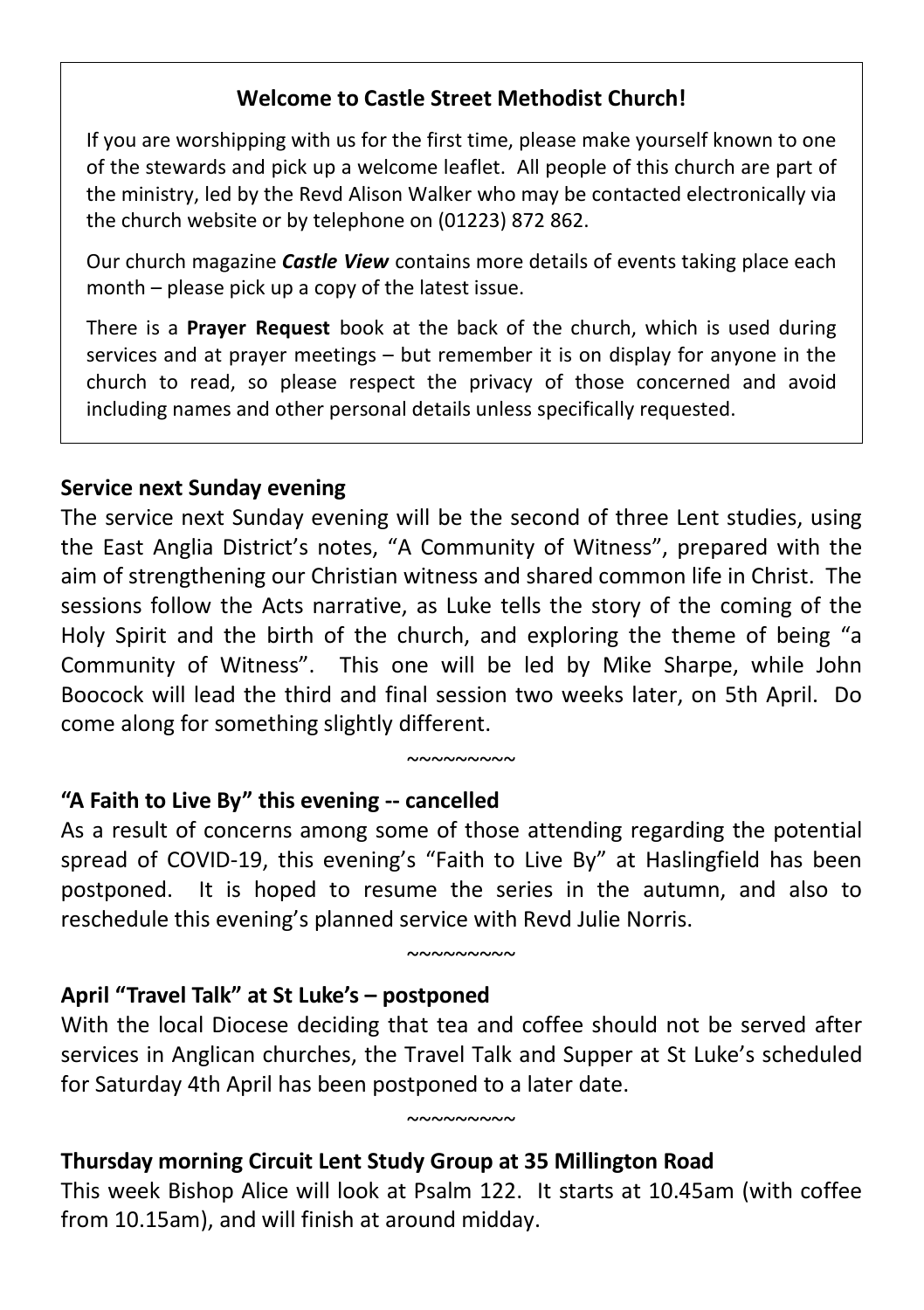## Welcome to Castle Street Methodist Church!

If you are worshipping with us for the first time, please make yourself known to one of the stewards and pick up a welcome leaflet. All people of this church are part of the ministry, led by the Revd Alison Walker who may be contacted electronically via the church website or by telephone on (01223) 872 862.

Our church magazine ***Castle View*** contains more details of events taking place each month – please pick up a copy of the latest issue.

There is a **Prayer Request** book at the back of the church, which is used during services and at prayer meetings – but remember it is on display for anyone in the church to read, so please respect the privacy of those concerned and avoid including names and other personal details unless specifically requested.

**Service next Sunday evening**

The service next Sunday evening will be the second of three Lent studies, using the East Anglia District's notes, "A Community of Witness", prepared with the aim of strengthening our Christian witness and shared common life in Christ. The sessions follow the Acts narrative, as Luke tells the story of the coming of the Holy Spirit and the birth of the church, and exploring the theme of being "a Community of Witness". This one will be led by Mike Sharpe, while John Boocock will lead the third and final session two weeks later, on 5th April. Do come along for something slightly different.

~~~~~~~~~

**"A Faith to Live By" this evening -- cancelled**

As a result of concerns among some of those attending regarding the potential spread of COVID-19, this evening's "Faith to Live By" at Haslingfield has been postponed. It is hoped to resume the series in the autumn, and also to reschedule this evening's planned service with Revd Julie Norris.

~~~~~~~~~

**April "Travel Talk" at St Luke's – postponed**

With the local Diocese deciding that tea and coffee should not be served after services in Anglican churches, the Travel Talk and Supper at St Luke's scheduled for Saturday 4th April has been postponed to a later date.

~~~~~~~~~

**Thursday morning Circuit Lent Study Group at 35 Millington Road**

This week Bishop Alice will look at Psalm 122. It starts at 10.45am (with coffee from 10.15am), and will finish at around midday.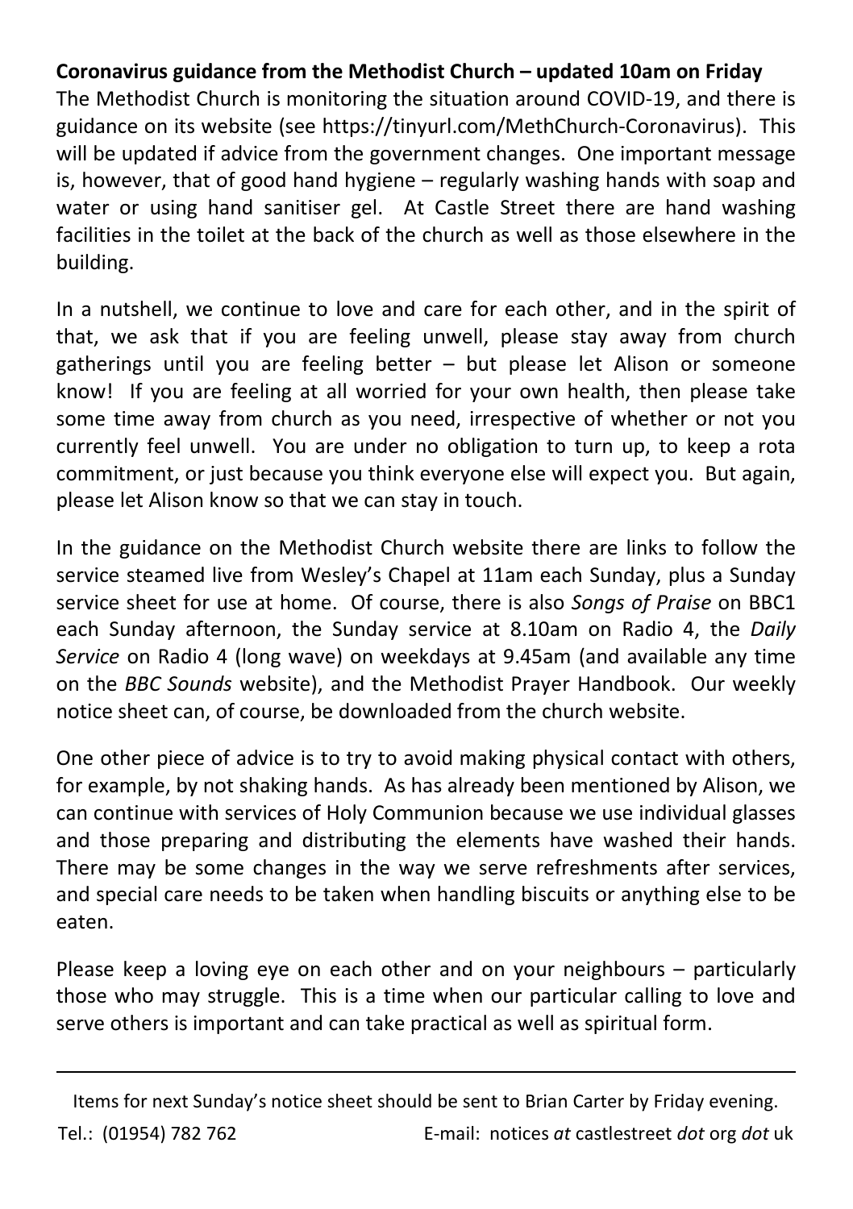**Coronavirus guidance from the Methodist Church – updated 10am on Friday**
The Methodist Church is monitoring the situation around COVID-19, and there is guidance on its website (see https://tinyurl.com/MethChurch-Coronavirus). This will be updated if advice from the government changes. One important message is, however, that of good hand hygiene – regularly washing hands with soap and water or using hand sanitiser gel. At Castle Street there are hand washing facilities in the toilet at the back of the church as well as those elsewhere in the building.

In a nutshell, we continue to love and care for each other, and in the spirit of that, we ask that if you are feeling unwell, please stay away from church gatherings until you are feeling better – but please let Alison or someone know! If you are feeling at all worried for your own health, then please take some time away from church as you need, irrespective of whether or not you currently feel unwell. You are under no obligation to turn up, to keep a rota commitment, or just because you think everyone else will expect you. But again, please let Alison know so that we can stay in touch.

In the guidance on the Methodist Church website there are links to follow the service steamed live from Wesley's Chapel at 11am each Sunday, plus a Sunday service sheet for use at home. Of course, there is also *Songs of Praise* on BBC1 each Sunday afternoon, the Sunday service at 8.10am on Radio 4, the *Daily Service* on Radio 4 (long wave) on weekdays at 9.45am (and available any time on the *BBC Sounds* website), and the Methodist Prayer Handbook. Our weekly notice sheet can, of course, be downloaded from the church website.

One other piece of advice is to try to avoid making physical contact with others, for example, by not shaking hands. As has already been mentioned by Alison, we can continue with services of Holy Communion because we use individual glasses and those preparing and distributing the elements have washed their hands. There may be some changes in the way we serve refreshments after services, and special care needs to be taken when handling biscuits or anything else to be eaten.

Please keep a loving eye on each other and on your neighbours – particularly those who may struggle. This is a time when our particular calling to love and serve others is important and can take practical as well as spiritual form.

---

Items for next Sunday's notice sheet should be sent to Brian Carter by Friday evening.

Tel.: (01954) 782 762 E-mail: notices *at* castlestreet *dot* org *dot* uk